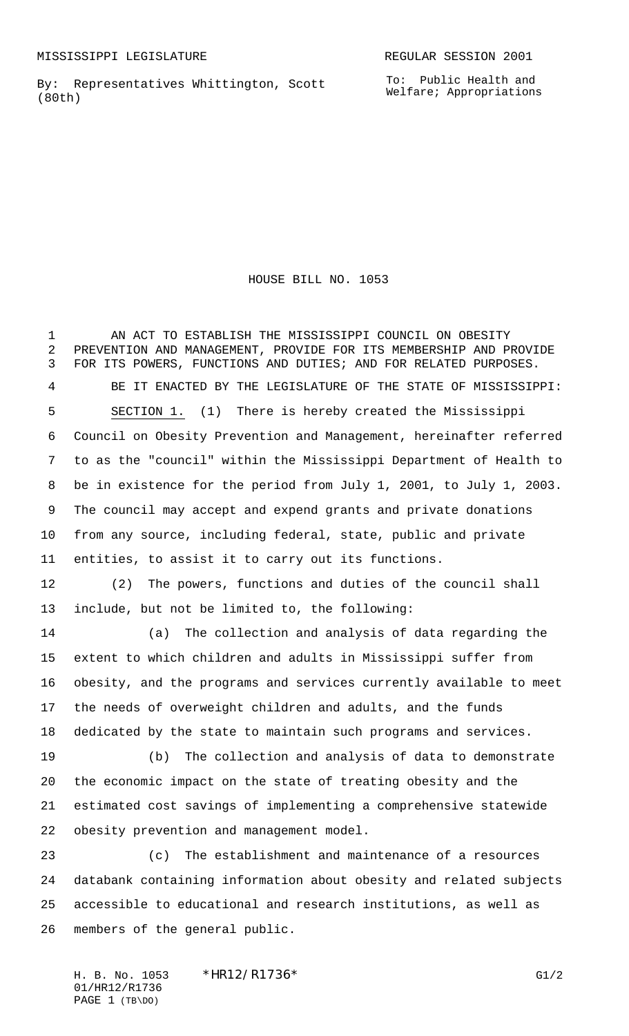MISSISSIPPI LEGISLATURE

REGULAR SESSION 2001

By: Representatives Whittington, Scott (80th)

To: Public Health and Welfare; Appropriations

# HOUSE BILL NO. 1053

AN ACT TO ESTABLISH THE MISSISSIPPI COUNCIL ON OBESITY PREVENTION AND MANAGEMENT, PROVIDE FOR ITS MEMBERSHIP AND PROVIDE FOR ITS POWERS, FUNCTIONS AND DUTIES; AND FOR RELATED PURPOSES.

BE IT ENACTED BY THE LEGISLATURE OF THE STATE OF MISSISSIPPI:

SECTION 1. (1) There is hereby created the Mississippi Council on Obesity Prevention and Management, hereinafter referred to as the "council" within the Mississippi Department of Health to be in existence for the period from July 1, 2001, to July 1, 2003. The council may accept and expend grants and private donations from any source, including federal, state, public and private entities, to assist it to carry out its functions.

(2) The powers, functions and duties of the council shall include, but not be limited to, the following:

(a) The collection and analysis of data regarding the extent to which children and adults in Mississippi suffer from obesity, and the programs and services currently available to meet the needs of overweight children and adults, and the funds dedicated by the state to maintain such programs and services.

(b) The collection and analysis of data to demonstrate the economic impact on the state of treating obesity and the estimated cost savings of implementing a comprehensive statewide obesity prevention and management model.

(c) The establishment and maintenance of a resources databank containing information about obesity and related subjects accessible to educational and research institutions, as well as members of the general public.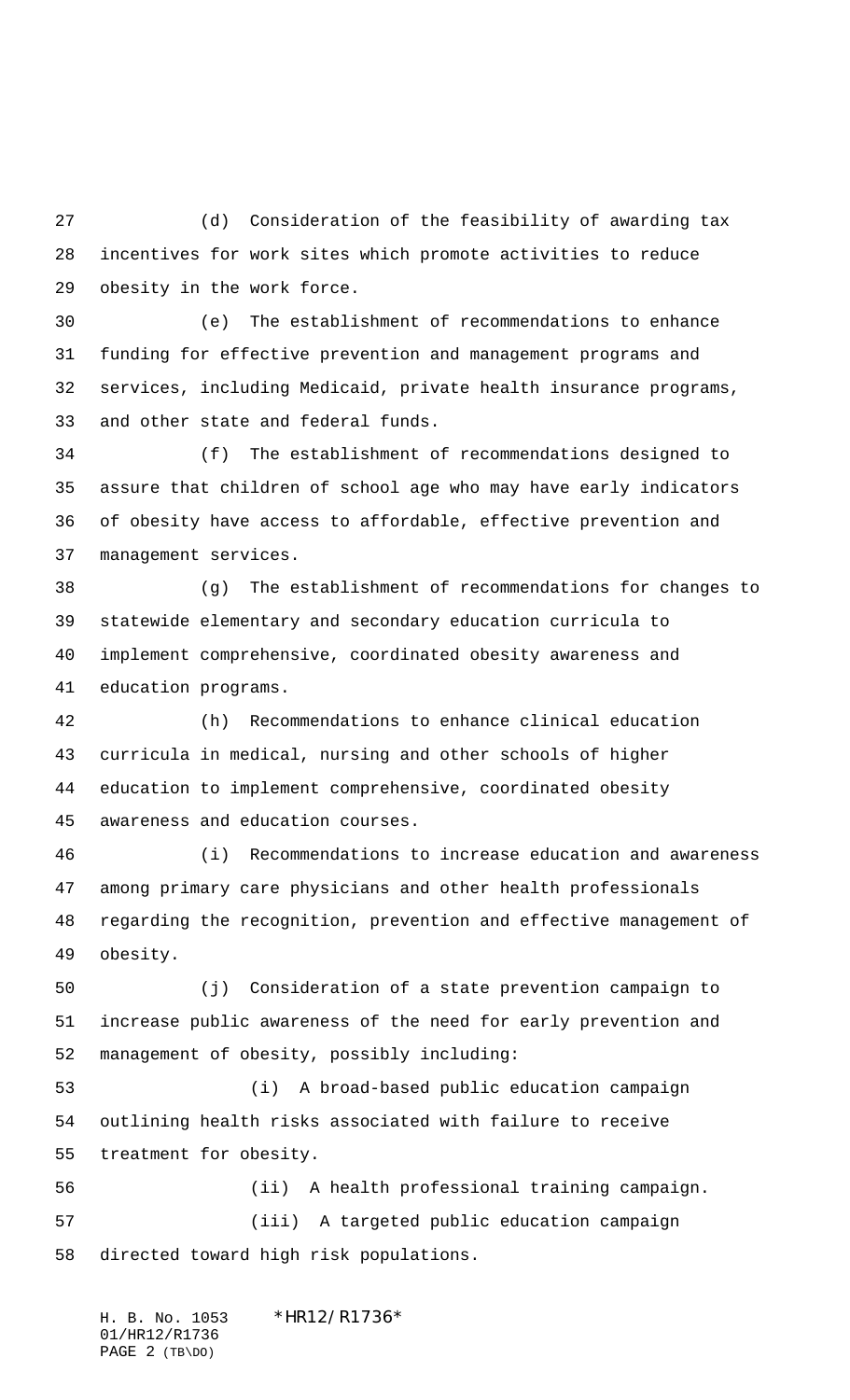(d) Consideration of the feasibility of awarding tax incentives for work sites which promote activities to reduce obesity in the work force.

(e) The establishment of recommendations to enhance funding for effective prevention and management programs and services, including Medicaid, private health insurance programs, and other state and federal funds.

(f) The establishment of recommendations designed to assure that children of school age who may have early indicators of obesity have access to affordable, effective prevention and management services.

(g) The establishment of recommendations for changes to statewide elementary and secondary education curricula to implement comprehensive, coordinated obesity awareness and education programs.

(h) Recommendations to enhance clinical education curricula in medical, nursing and other schools of higher education to implement comprehensive, coordinated obesity awareness and education courses.

(i) Recommendations to increase education and awareness among primary care physicians and other health professionals regarding the recognition, prevention and effective management of obesity.

(j) Consideration of a state prevention campaign to increase public awareness of the need for early prevention and management of obesity, possibly including:

(i) A broad-based public education campaign outlining health risks associated with failure to receive treatment for obesity.

(ii) A health professional training campaign.

(iii) A targeted public education campaign directed toward high risk populations.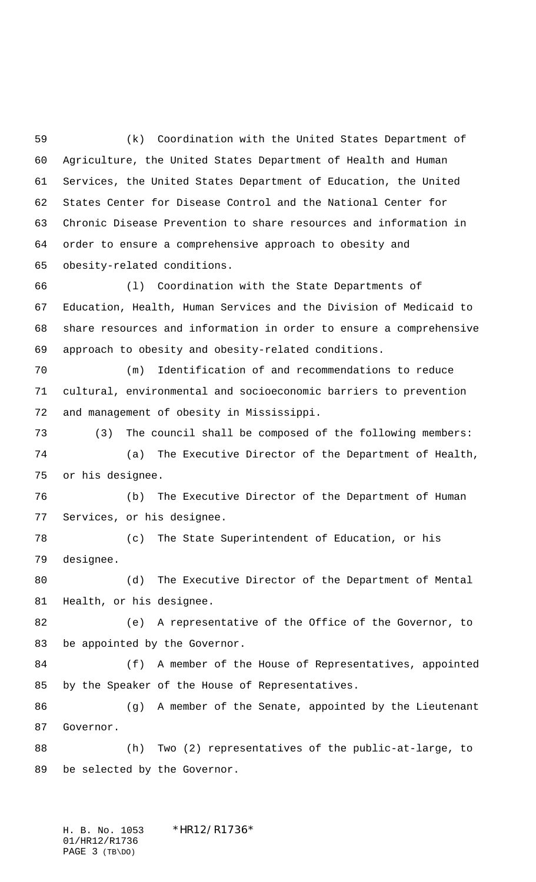(k) Coordination with the United States Department of Agriculture, the United States Department of Health and Human Services, the United States Department of Education, the United States Center for Disease Control and the National Center for Chronic Disease Prevention to share resources and information in order to ensure a comprehensive approach to obesity and obesity-related conditions.

(l) Coordination with the State Departments of Education, Health, Human Services and the Division of Medicaid to share resources and information in order to ensure a comprehensive approach to obesity and obesity-related conditions.

(m) Identification of and recommendations to reduce cultural, environmental and socioeconomic barriers to prevention and management of obesity in Mississippi.

(3) The council shall be composed of the following members:

(a) The Executive Director of the Department of Health, or his designee.

(b) The Executive Director of the Department of Human Services, or his designee.

(c) The State Superintendent of Education, or his designee.

(d) The Executive Director of the Department of Mental Health, or his designee.

(e) A representative of the Office of the Governor, to be appointed by the Governor.

(f) A member of the House of Representatives, appointed by the Speaker of the House of Representatives.

(g) A member of the Senate, appointed by the Lieutenant Governor.

(h) Two (2) representatives of the public-at-large, to be selected by the Governor.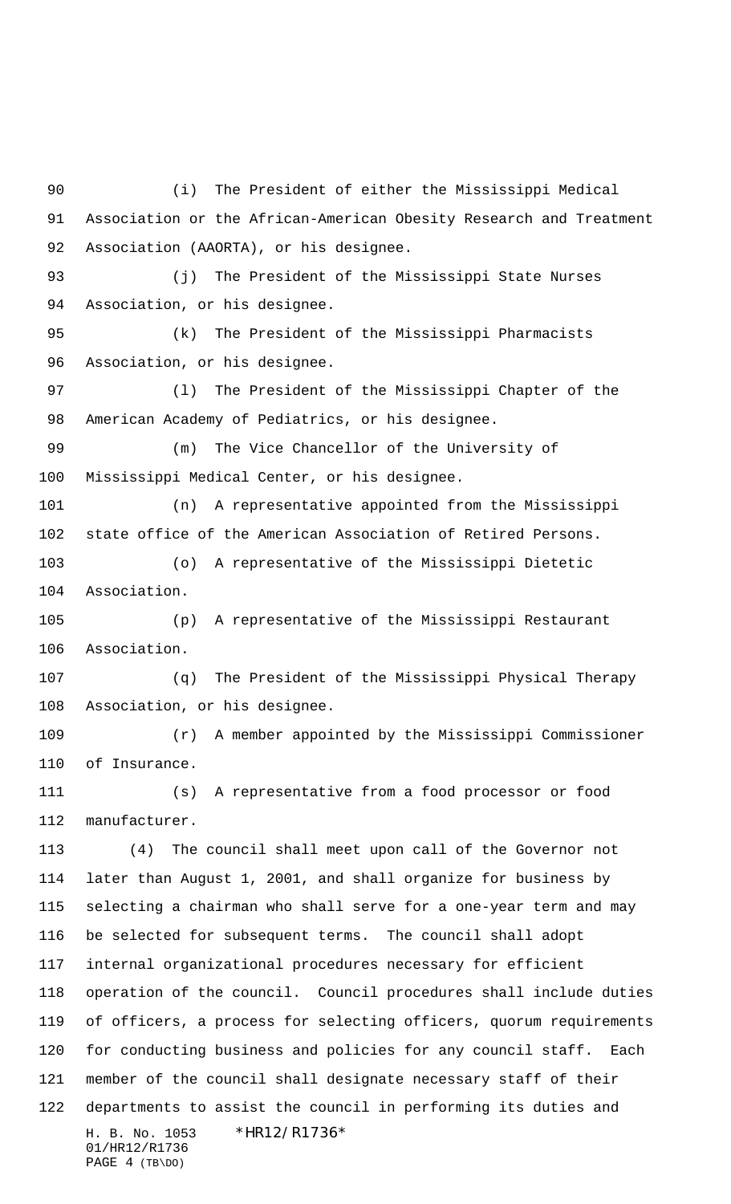(i) The President of either the Mississippi Medical Association or the African-American Obesity Research and Treatment Association (AAORTA), or his designee.

(j) The President of the Mississippi State Nurses Association, or his designee.

(k) The President of the Mississippi Pharmacists Association, or his designee.

(l) The President of the Mississippi Chapter of the American Academy of Pediatrics, or his designee.

(m) The Vice Chancellor of the University of Mississippi Medical Center, or his designee.

(n) A representative appointed from the Mississippi state office of the American Association of Retired Persons.

(o) A representative of the Mississippi Dietetic Association.

(p) A representative of the Mississippi Restaurant Association.

(q) The President of the Mississippi Physical Therapy Association, or his designee.

(r) A member appointed by the Mississippi Commissioner of Insurance.

(s) A representative from a food processor or food manufacturer.

(4) The council shall meet upon call of the Governor not later than August 1, 2001, and shall organize for business by selecting a chairman who shall serve for a one-year term and may be selected for subsequent terms. The council shall adopt internal organizational procedures necessary for efficient operation of the council. Council procedures shall include duties of officers, a process for selecting officers, quorum requirements for conducting business and policies for any council staff. Each member of the council shall designate necessary staff of their departments to assist the council in performing its duties and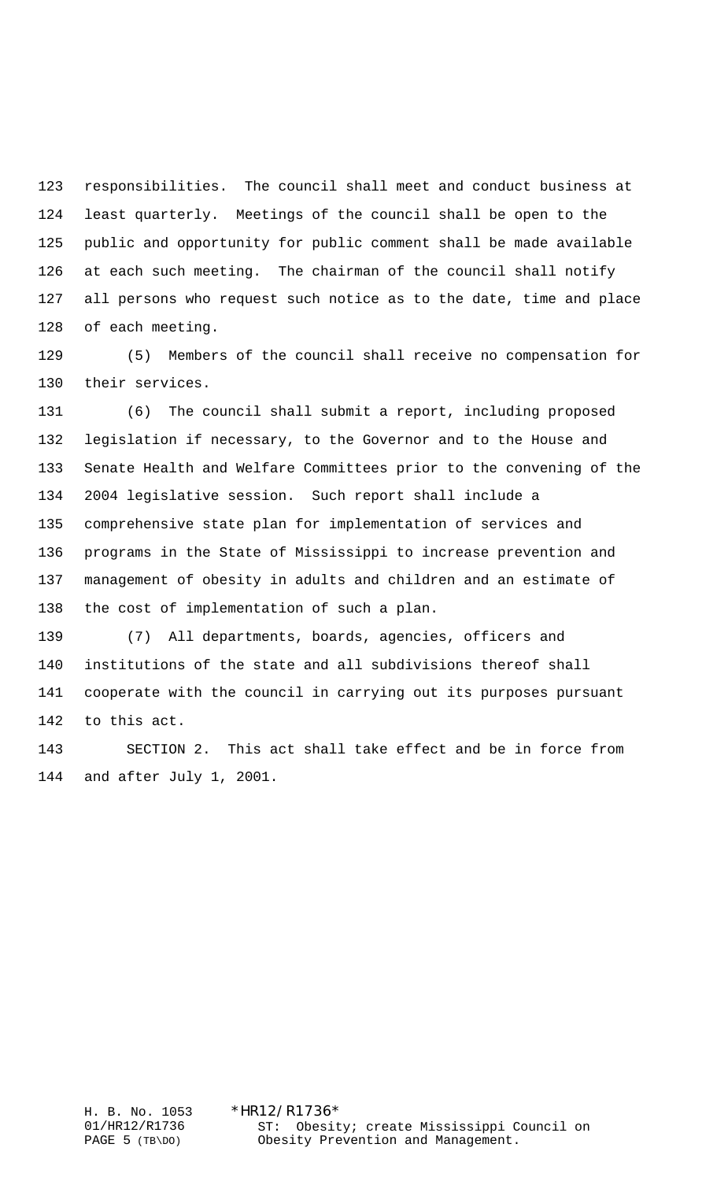responsibilities. The council shall meet and conduct business at least quarterly. Meetings of the council shall be open to the public and opportunity for public comment shall be made available at each such meeting. The chairman of the council shall notify all persons who request such notice as to the date, time and place of each meeting.

(5) Members of the council shall receive no compensation for their services.

(6) The council shall submit a report, including proposed legislation if necessary, to the Governor and to the House and Senate Health and Welfare Committees prior to the convening of the 2004 legislative session. Such report shall include a comprehensive state plan for implementation of services and programs in the State of Mississippi to increase prevention and management of obesity in adults and children and an estimate of the cost of implementation of such a plan.

(7) All departments, boards, agencies, officers and institutions of the state and all subdivisions thereof shall cooperate with the council in carrying out its purposes pursuant to this act.

SECTION 2. This act shall take effect and be in force from and after July 1, 2001.